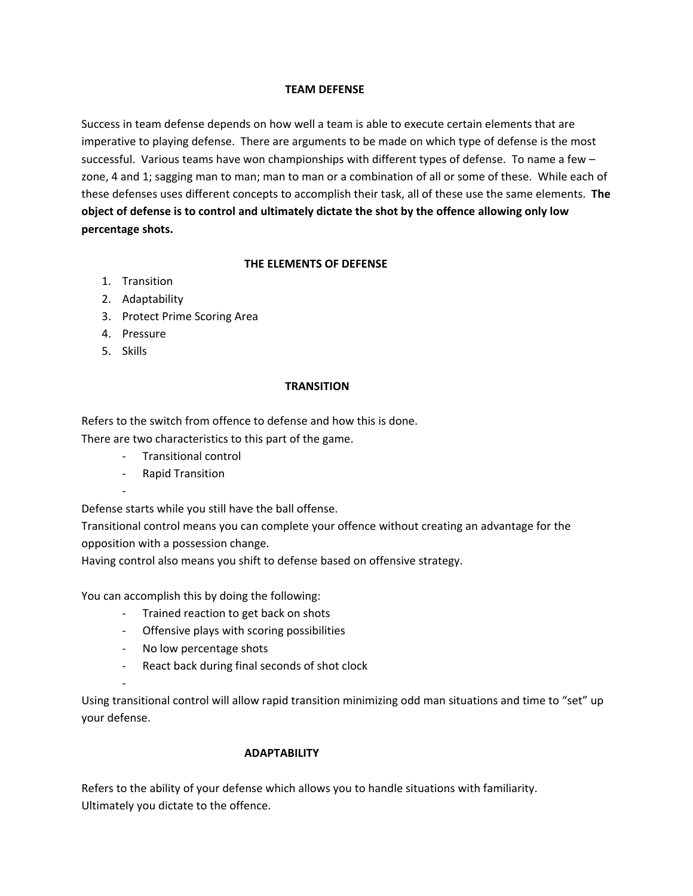# TEAM DEFENSE

Success in team defense depends on how well a team is able to execute certain elements that are imperative to playing defense. There are arguments to be made on which type of defense is the most successful. Various teams have won championships with different types of defense. To name a few – zone, 4 and 1; sagging man to man; man to man or a combination of all or some of these. While each of these defenses uses different concepts to accomplish their task, all of these use the same elements. **The object of defense is to control and ultimately dictate the shot by the offence allowing only low percentage shots.**

## THE ELEMENTS OF DEFENSE

1. Transition
2. Adaptability
3. Protect Prime Scoring Area
4. Pressure
5. Skills

## TRANSITION

Refers to the switch from offence to defense and how this is done.
There are two characteristics to this part of the game.

- Transitional control
- Rapid Transition
-

Defense starts while you still have the ball offense.
Transitional control means you can complete your offence without creating an advantage for the opposition with a possession change.
Having control also means you shift to defense based on offensive strategy.

You can accomplish this by doing the following:

- Trained reaction to get back on shots
- Offensive plays with scoring possibilities
- No low percentage shots
- React back during final seconds of shot clock
-

Using transitional control will allow rapid transition minimizing odd man situations and time to "set" up your defense.

## ADAPTABILITY

Refers to the ability of your defense which allows you to handle situations with familiarity.
Ultimately you dictate to the offence.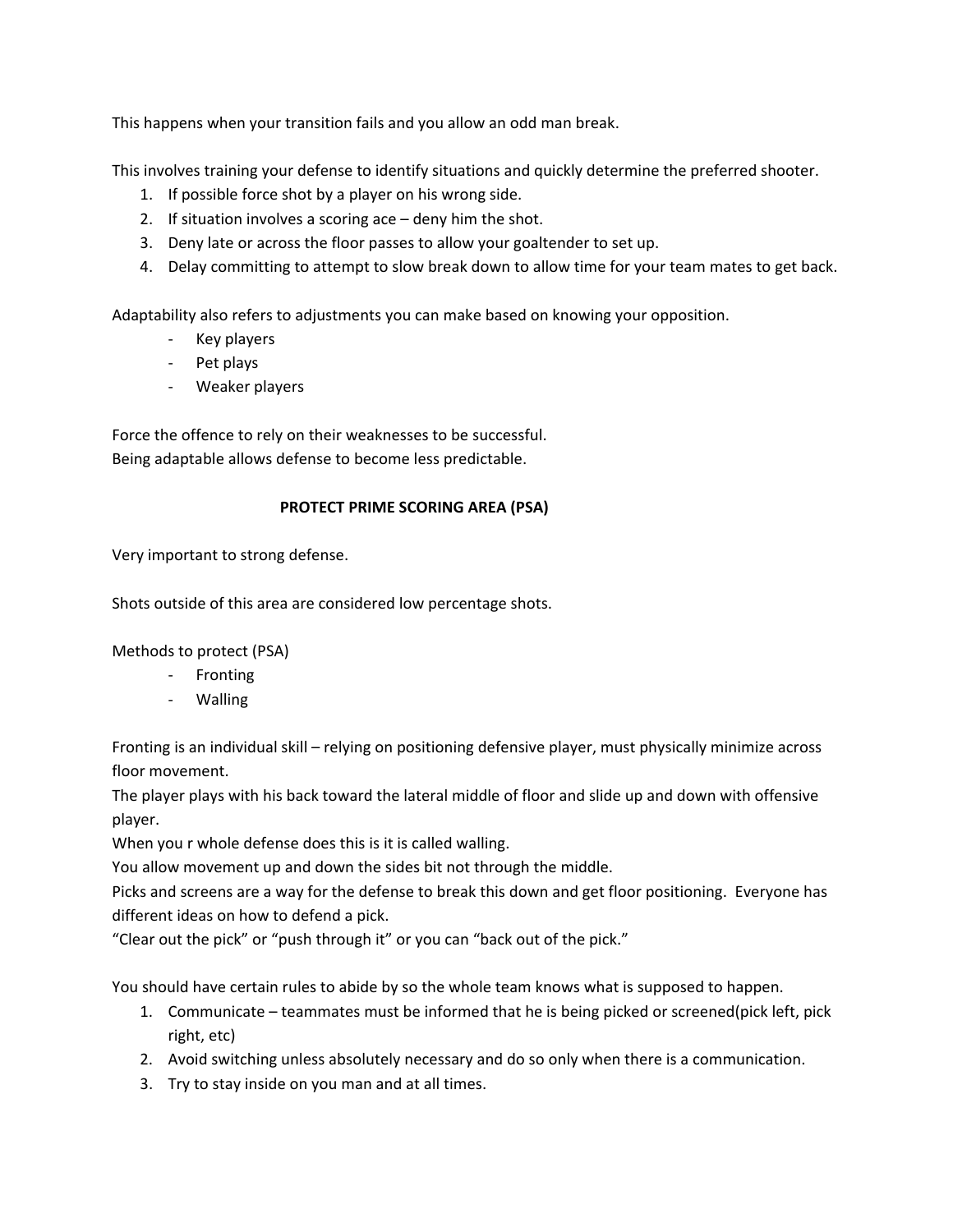This happens when your transition fails and you allow an odd man break.

This involves training your defense to identify situations and quickly determine the preferred shooter.

1. If possible force shot by a player on his wrong side.
2. If situation involves a scoring ace – deny him the shot.
3. Deny late or across the floor passes to allow your goaltender to set up.
4. Delay committing to attempt to slow break down to allow time for your team mates to get back.

Adaptability also refers to adjustments you can make based on knowing your opposition.

- Key players
- Pet plays
- Weaker players

Force the offence to rely on their weaknesses to be successful.
Being adaptable allows defense to become less predictable.

## PROTECT PRIME SCORING AREA (PSA)

Very important to strong defense.

Shots outside of this area are considered low percentage shots.

Methods to protect (PSA)

- Fronting
- Walling

Fronting is an individual skill – relying on positioning defensive player, must physically minimize across floor movement.
The player plays with his back toward the lateral middle of floor and slide up and down with offensive player.
When you r whole defense does this is it is called walling.
You allow movement up and down the sides bit not through the middle.
Picks and screens are a way for the defense to break this down and get floor positioning. Everyone has different ideas on how to defend a pick.
"Clear out the pick" or "push through it" or you can "back out of the pick."

You should have certain rules to abide by so the whole team knows what is supposed to happen.

1. Communicate – teammates must be informed that he is being picked or screened(pick left, pick right, etc)
2. Avoid switching unless absolutely necessary and do so only when there is a communication.
3. Try to stay inside on you man and at all times.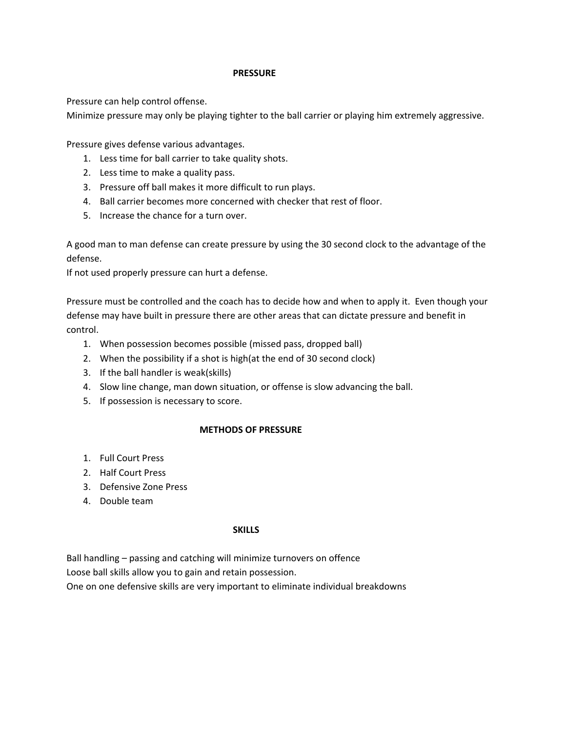## PRESSURE

Pressure can help control offense.
Minimize pressure may only be playing tighter to the ball carrier or playing him extremely aggressive.

Pressure gives defense various advantages.

1. Less time for ball carrier to take quality shots.
2. Less time to make a quality pass.
3. Pressure off ball makes it more difficult to run plays.
4. Ball carrier becomes more concerned with checker that rest of floor.
5. Increase the chance for a turn over.

A good man to man defense can create pressure by using the 30 second clock to the advantage of the defense.
If not used properly pressure can hurt a defense.

Pressure must be controlled and the coach has to decide how and when to apply it. Even though your defense may have built in pressure there are other areas that can dictate pressure and benefit in control.

1. When possession becomes possible (missed pass, dropped ball)
2. When the possibility if a shot is high(at the end of 30 second clock)
3. If the ball handler is weak(skills)
4. Slow line change, man down situation, or offense is slow advancing the ball.
5. If possession is necessary to score.

## METHODS OF PRESSURE

1. Full Court Press
2. Half Court Press
3. Defensive Zone Press
4. Double team

## SKILLS

Ball handling – passing and catching will minimize turnovers on offence
Loose ball skills allow you to gain and retain possession.
One on one defensive skills are very important to eliminate individual breakdowns